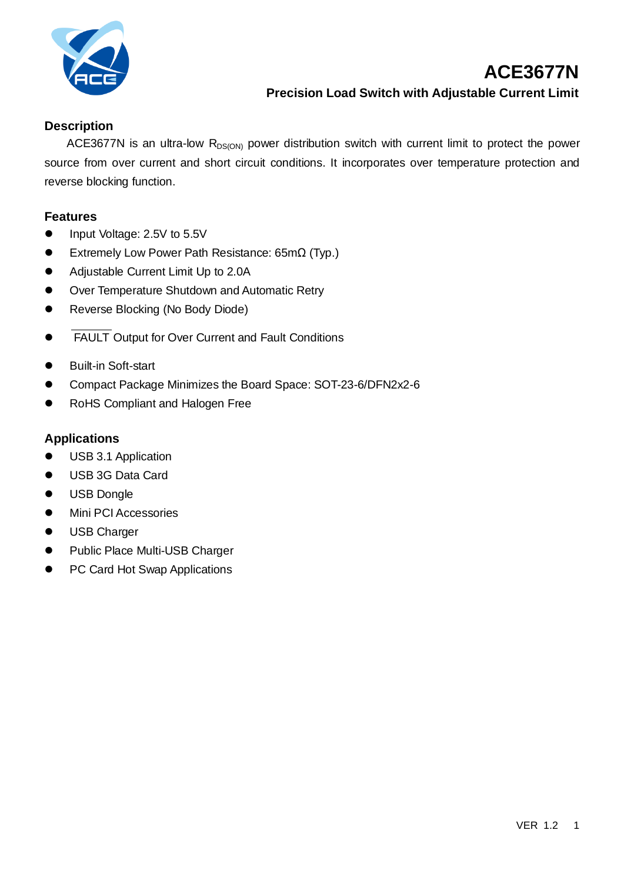# ACE3677N

## Precision Load Switch with Adjustable Current Limit

### Description

ACE3677N is an ultra-low $R_{DS(ON)}$ power distribution switch with current limit to protect the power source from over current and short circuit conditions. It incorporates over temperature protection and reverse blocking function.

### Features

- Input Voltage: 2.5V to 5.5V
- Extremely Low Power Path Resistance: 65mΩ (Typ.)
- Adjustable Current Limit Up to 2.0A
- Over Temperature Shutdown and Automatic Retry
- Reverse Blocking (No Body Diode)
- $\overline{\text{FAULT}}$ Output for Over Current and Fault Conditions
- Built-in Soft-start
- Compact Package Minimizes the Board Space: SOT-23-6/DFN2x2-6
- RoHS Compliant and Halogen Free

### Applications

- USB 3.1 Application
- USB 3G Data Card
- USB Dongle
- Mini PCI Accessories
- USB Charger
- Public Place Multi-USB Charger
- PC Card Hot Swap Applications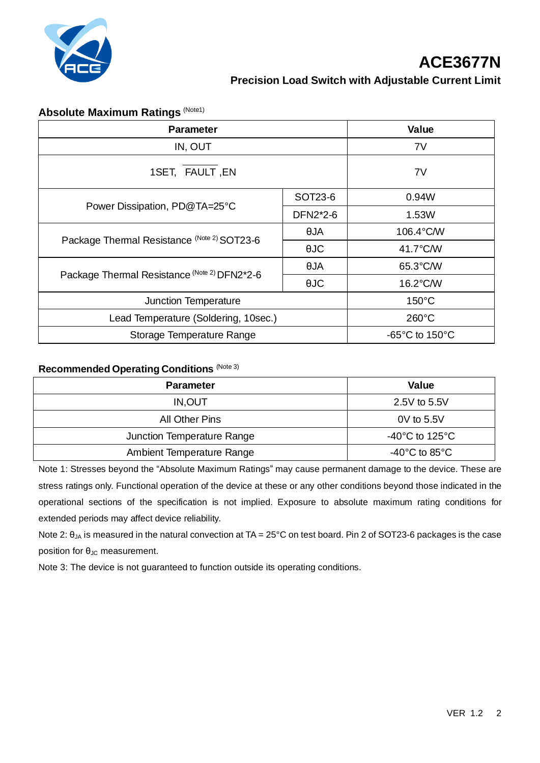## Absolute Maximum Ratings (Note1)

| Parameter | | Value |
|---|---|---|
| IN, OUT | | 7V |
| 1SET, $\overline{\text{FAULT}}$ ,EN | | 7V |
| Power Dissipation, PD@TA=25°C | SOT23-6 | 0.94W |
| | DFN2*2-6 | 1.53W |
| Package Thermal Resistance (Note 2) SOT23-6 | θJA | 106.4°C/W |
| | θJC | 41.7°C/W |
| Package Thermal Resistance (Note 2) DFN2*2-6 | θJA | 65.3°C/W |
| | θJC | 16.2°C/W |
| Junction Temperature | | 150°C |
| Lead Temperature (Soldering, 10sec.) | | 260°C |
| Storage Temperature Range | | -65°C to 150°C |

## Recommended Operating Conditions (Note 3)

| Parameter | Value |
|---|---|
| IN,OUT | 2.5V to 5.5V |
| All Other Pins | 0V to 5.5V |
| Junction Temperature Range | -40°C to 125°C |
| Ambient Temperature Range | -40°C to 85°C |

Note 1: Stresses beyond the "Absolute Maximum Ratings" may cause permanent damage to the device. These are stress ratings only. Functional operation of the device at these or any other conditions beyond those indicated in the operational sections of the specification is not implied. Exposure to absolute maximum rating conditions for extended periods may affect device reliability.

Note 2: $\theta_{JA}$ is measured in the natural convection at TA = 25°C on test board. Pin 2 of SOT23-6 packages is the case position for $\theta_{JC}$ measurement.

Note 3: The device is not guaranteed to function outside its operating conditions.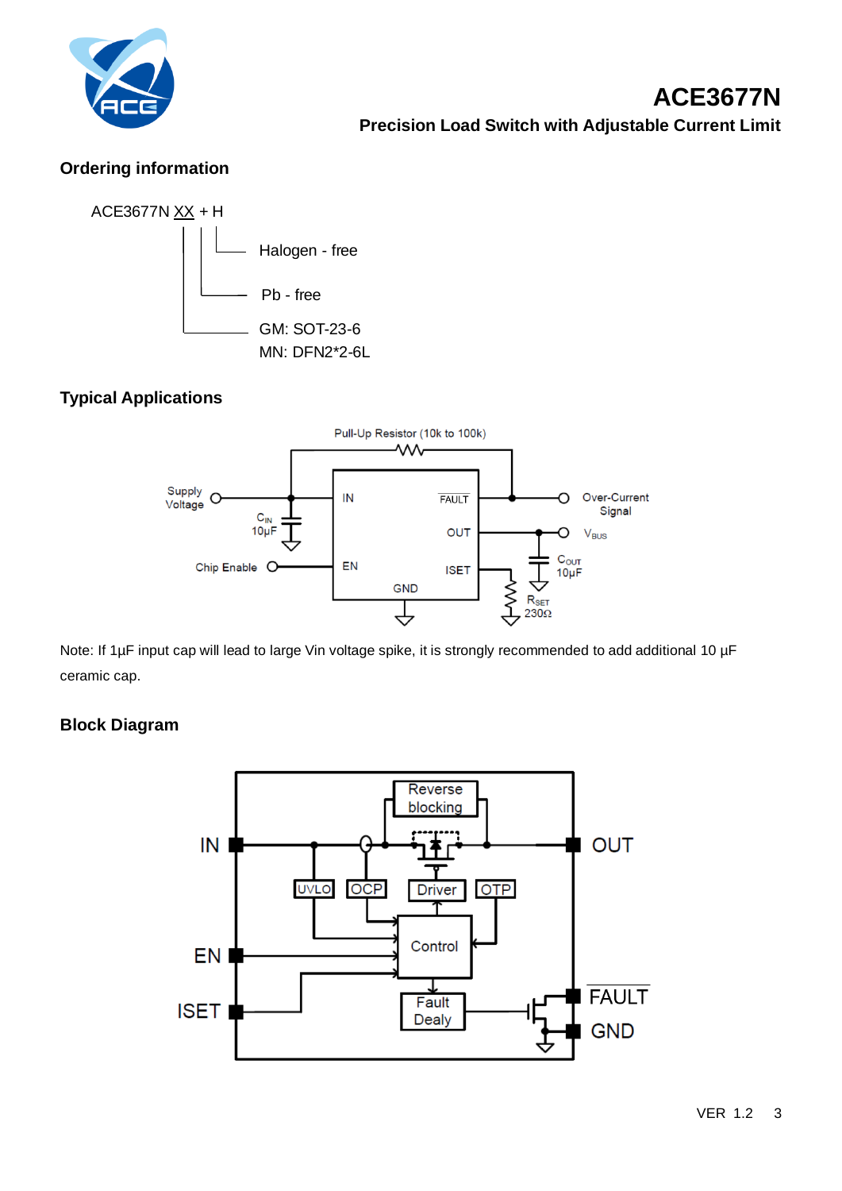## Ordering information

ACE3677N XX + H

- Halogen - free
- Pb - free
- GM: SOT-23-6
- MN: DFN2*2-6L

## Typical Applications

Note: If 1µF input cap will lead to large Vin voltage spike, it is strongly recommended to add additional 10 µF ceramic cap.

## Block Diagram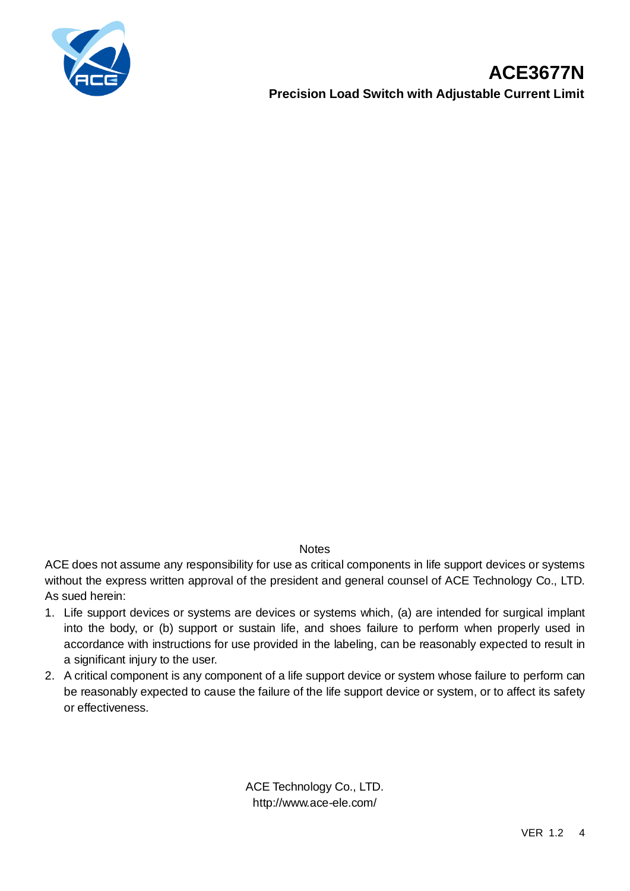Notes

ACE does not assume any responsibility for use as critical components in life support devices or systems without the express written approval of the president and general counsel of ACE Technology Co., LTD. As sued herein:

1. Life support devices or systems are devices or systems which, (a) are intended for surgical implant into the body, or (b) support or sustain life, and shoes failure to perform when properly used in accordance with instructions for use provided in the labeling, can be reasonably expected to result in a significant injury to the user.
2. A critical component is any component of a life support device or system whose failure to perform can be reasonably expected to cause the failure of the life support device or system, or to affect its safety or effectiveness.

ACE Technology Co., LTD.
http://www.ace-ele.com/